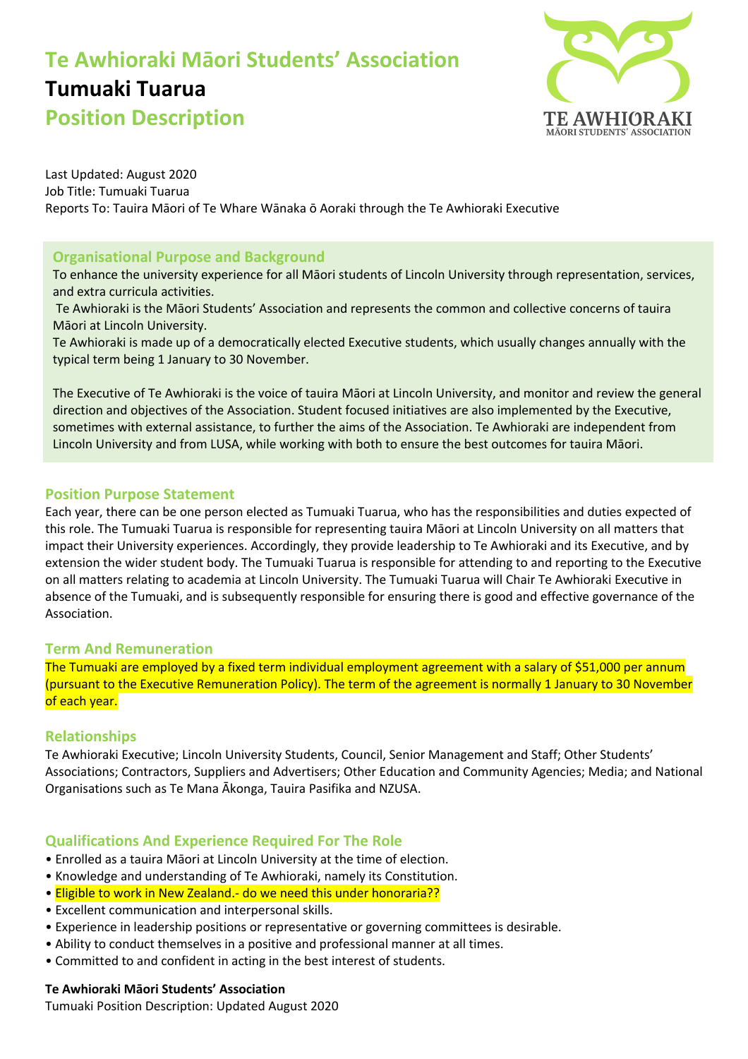# Te Awhioraki Māori Students' Association

# Tumuaki Tuarua

## Position Description

Last Updated: August 2020
Job Title: Tumuaki Tuarua
Reports To: Tauira Māori of Te Whare Wānaka ō Aoraki through the Te Awhioraki Executive

### Organisational Purpose and Background

To enhance the university experience for all Māori students of Lincoln University through representation, services, and extra curricula activities.

Te Awhioraki is the Māori Students' Association and represents the common and collective concerns of tauira Māori at Lincoln University.

Te Awhioraki is made up of a democratically elected Executive students, which usually changes annually with the typical term being 1 January to 30 November.

The Executive of Te Awhioraki is the voice of tauira Māori at Lincoln University, and monitor and review the general direction and objectives of the Association. Student focused initiatives are also implemented by the Executive, sometimes with external assistance, to further the aims of the Association. Te Awhioraki are independent from Lincoln University and from LUSA, while working with both to ensure the best outcomes for tauira Māori.

### Position Purpose Statement

Each year, there can be one person elected as Tumuaki Tuarua, who has the responsibilities and duties expected of this role. The Tumuaki Tuarua is responsible for representing tauira Māori at Lincoln University on all matters that impact their University experiences. Accordingly, they provide leadership to Te Awhioraki and its Executive, and by extension the wider student body. The Tumuaki Tuarua is responsible for attending to and reporting to the Executive on all matters relating to academia at Lincoln University. The Tumuaki Tuarua will Chair Te Awhioraki Executive in absence of the Tumuaki, and is subsequently responsible for ensuring there is good and effective governance of the Association.

### Term And Remuneration

The Tumuaki are employed by a fixed term individual employment agreement with a salary of $51,000 per annum (pursuant to the Executive Remuneration Policy). The term of the agreement is normally 1 January to 30 November of each year.

### Relationships

Te Awhioraki Executive; Lincoln University Students, Council, Senior Management and Staff; Other Students' Associations; Contractors, Suppliers and Advertisers; Other Education and Community Agencies; Media; and National Organisations such as Te Mana Ākonga, Tauira Pasifika and NZUSA.

### Qualifications And Experience Required For The Role

- Enrolled as a tauira Māori at Lincoln University at the time of election.
- Knowledge and understanding of Te Awhioraki, namely its Constitution.
- Eligible to work in New Zealand.- do we need this under honoraria??
- Excellent communication and interpersonal skills.
- Experience in leadership positions or representative or governing committees is desirable.
- Ability to conduct themselves in a positive and professional manner at all times.
- Committed to and confident in acting in the best interest of students.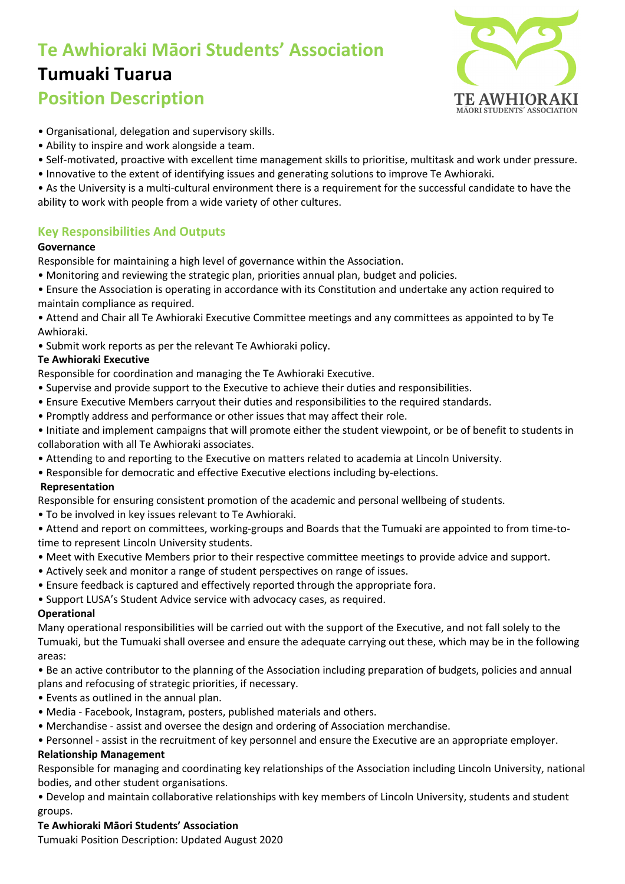# Te Awhioraki Māori Students' Association

## Tumuaki Tuarua

## Position Description

- Organisational, delegation and supervisory skills.
- Ability to inspire and work alongside a team.
- Self-motivated, proactive with excellent time management skills to prioritise, multitask and work under pressure.
- Innovative to the extent of identifying issues and generating solutions to improve Te Awhioraki.
- As the University is a multi-cultural environment there is a requirement for the successful candidate to have the ability to work with people from a wide variety of other cultures.

### Key Responsibilities And Outputs

**Governance**

Responsible for maintaining a high level of governance within the Association.

- Monitoring and reviewing the strategic plan, priorities annual plan, budget and policies.
- Ensure the Association is operating in accordance with its Constitution and undertake any action required to maintain compliance as required.
- Attend and Chair all Te Awhioraki Executive Committee meetings and any committees as appointed to by Te Awhioraki.
- Submit work reports as per the relevant Te Awhioraki policy.

**Te Awhioraki Executive**

Responsible for coordination and managing the Te Awhioraki Executive.

- Supervise and provide support to the Executive to achieve their duties and responsibilities.
- Ensure Executive Members carryout their duties and responsibilities to the required standards.
- Promptly address and performance or other issues that may affect their role.
- Initiate and implement campaigns that will promote either the student viewpoint, or be of benefit to students in collaboration with all Te Awhioraki associates.
- Attending to and reporting to the Executive on matters related to academia at Lincoln University.
- Responsible for democratic and effective Executive elections including by-elections.

**Representation**

Responsible for ensuring consistent promotion of the academic and personal wellbeing of students.

- To be involved in key issues relevant to Te Awhioraki.
- Attend and report on committees, working-groups and Boards that the Tumuaki are appointed to from time-to-time to represent Lincoln University students.
- Meet with Executive Members prior to their respective committee meetings to provide advice and support.
- Actively seek and monitor a range of student perspectives on range of issues.
- Ensure feedback is captured and effectively reported through the appropriate fora.
- Support LUSA's Student Advice service with advocacy cases, as required.

**Operational**

Many operational responsibilities will be carried out with the support of the Executive, and not fall solely to the Tumuaki, but the Tumuaki shall oversee and ensure the adequate carrying out these, which may be in the following areas:

- Be an active contributor to the planning of the Association including preparation of budgets, policies and annual plans and refocusing of strategic priorities, if necessary.
- Events as outlined in the annual plan.
- Media - Facebook, Instagram, posters, published materials and others.
- Merchandise - assist and oversee the design and ordering of Association merchandise.
- Personnel - assist in the recruitment of key personnel and ensure the Executive are an appropriate employer.

**Relationship Management**

Responsible for managing and coordinating key relationships of the Association including Lincoln University, national bodies, and other student organisations.

- Develop and maintain collaborative relationships with key members of Lincoln University, students and student groups.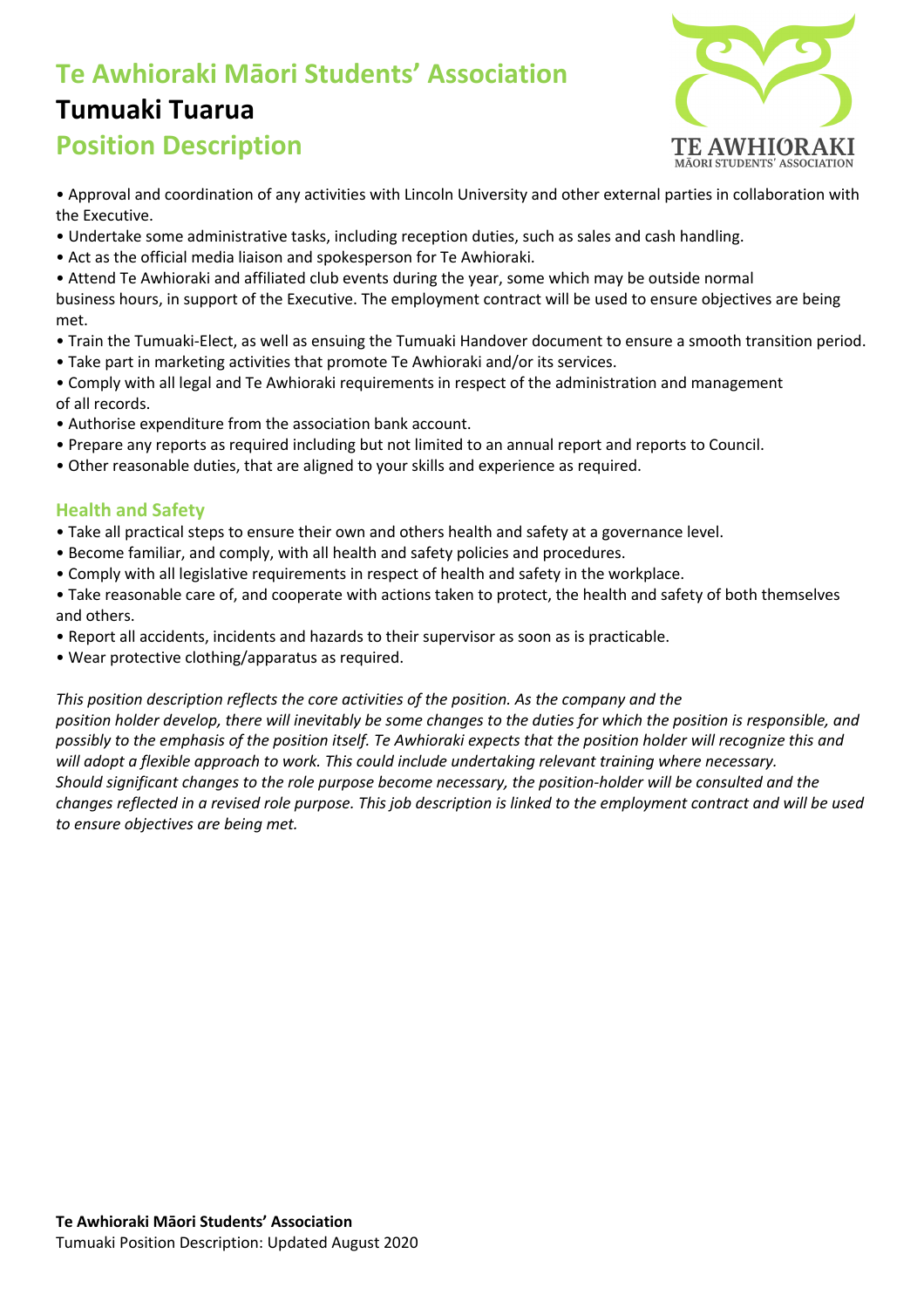# Te Awhioraki Māori Students' Association

## Tumuaki Tuarua

## Position Description

- Approval and coordination of any activities with Lincoln University and other external parties in collaboration with the Executive.
- Undertake some administrative tasks, including reception duties, such as sales and cash handling.
- Act as the official media liaison and spokesperson for Te Awhioraki.
- Attend Te Awhioraki and affiliated club events during the year, some which may be outside normal business hours, in support of the Executive. The employment contract will be used to ensure objectives are being met.
- Train the Tumuaki-Elect, as well as ensuing the Tumuaki Handover document to ensure a smooth transition period.
- Take part in marketing activities that promote Te Awhioraki and/or its services.
- Comply with all legal and Te Awhioraki requirements in respect of the administration and management of all records.
- Authorise expenditure from the association bank account.
- Prepare any reports as required including but not limited to an annual report and reports to Council.
- Other reasonable duties, that are aligned to your skills and experience as required.

### Health and Safety

- Take all practical steps to ensure their own and others health and safety at a governance level.
- Become familiar, and comply, with all health and safety policies and procedures.
- Comply with all legislative requirements in respect of health and safety in the workplace.
- Take reasonable care of, and cooperate with actions taken to protect, the health and safety of both themselves and others.
- Report all accidents, incidents and hazards to their supervisor as soon as is practicable.
- Wear protective clothing/apparatus as required.

*This position description reflects the core activities of the position. As the company and the position holder develop, there will inevitably be some changes to the duties for which the position is responsible, and possibly to the emphasis of the position itself. Te Awhioraki expects that the position holder will recognize this and will adopt a flexible approach to work. This could include undertaking relevant training where necessary. Should significant changes to the role purpose become necessary, the position-holder will be consulted and the changes reflected in a revised role purpose. This job description is linked to the employment contract and will be used to ensure objectives are being met.*